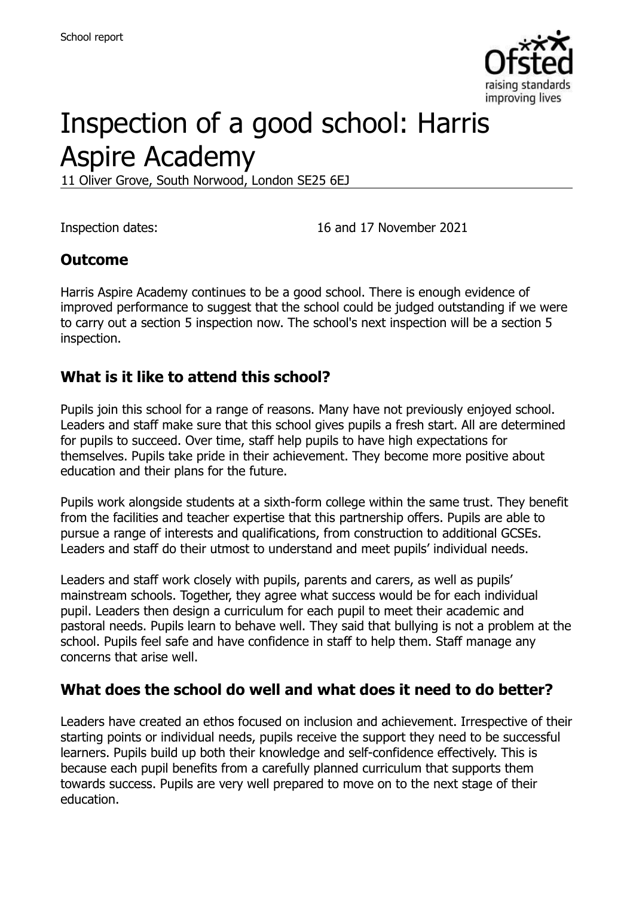# Inspection of a good school: Harris Aspire Academy

11 Oliver Grove, South Norwood, London SE25 6EJ

Inspection dates: 16 and 17 November 2021

## Outcome

Harris Aspire Academy continues to be a good school. There is enough evidence of improved performance to suggest that the school could be judged outstanding if we were to carry out a section 5 inspection now. The school's next inspection will be a section 5 inspection.

## What is it like to attend this school?

Pupils join this school for a range of reasons. Many have not previously enjoyed school. Leaders and staff make sure that this school gives pupils a fresh start. All are determined for pupils to succeed. Over time, staff help pupils to have high expectations for themselves. Pupils take pride in their achievement. They become more positive about education and their plans for the future.

Pupils work alongside students at a sixth-form college within the same trust. They benefit from the facilities and teacher expertise that this partnership offers. Pupils are able to pursue a range of interests and qualifications, from construction to additional GCSEs. Leaders and staff do their utmost to understand and meet pupils' individual needs.

Leaders and staff work closely with pupils, parents and carers, as well as pupils' mainstream schools. Together, they agree what success would be for each individual pupil. Leaders then design a curriculum for each pupil to meet their academic and pastoral needs. Pupils learn to behave well. They said that bullying is not a problem at the school. Pupils feel safe and have confidence in staff to help them. Staff manage any concerns that arise well.

## What does the school do well and what does it need to do better?

Leaders have created an ethos focused on inclusion and achievement. Irrespective of their starting points or individual needs, pupils receive the support they need to be successful learners. Pupils build up both their knowledge and self-confidence effectively. This is because each pupil benefits from a carefully planned curriculum that supports them towards success. Pupils are very well prepared to move on to the next stage of their education.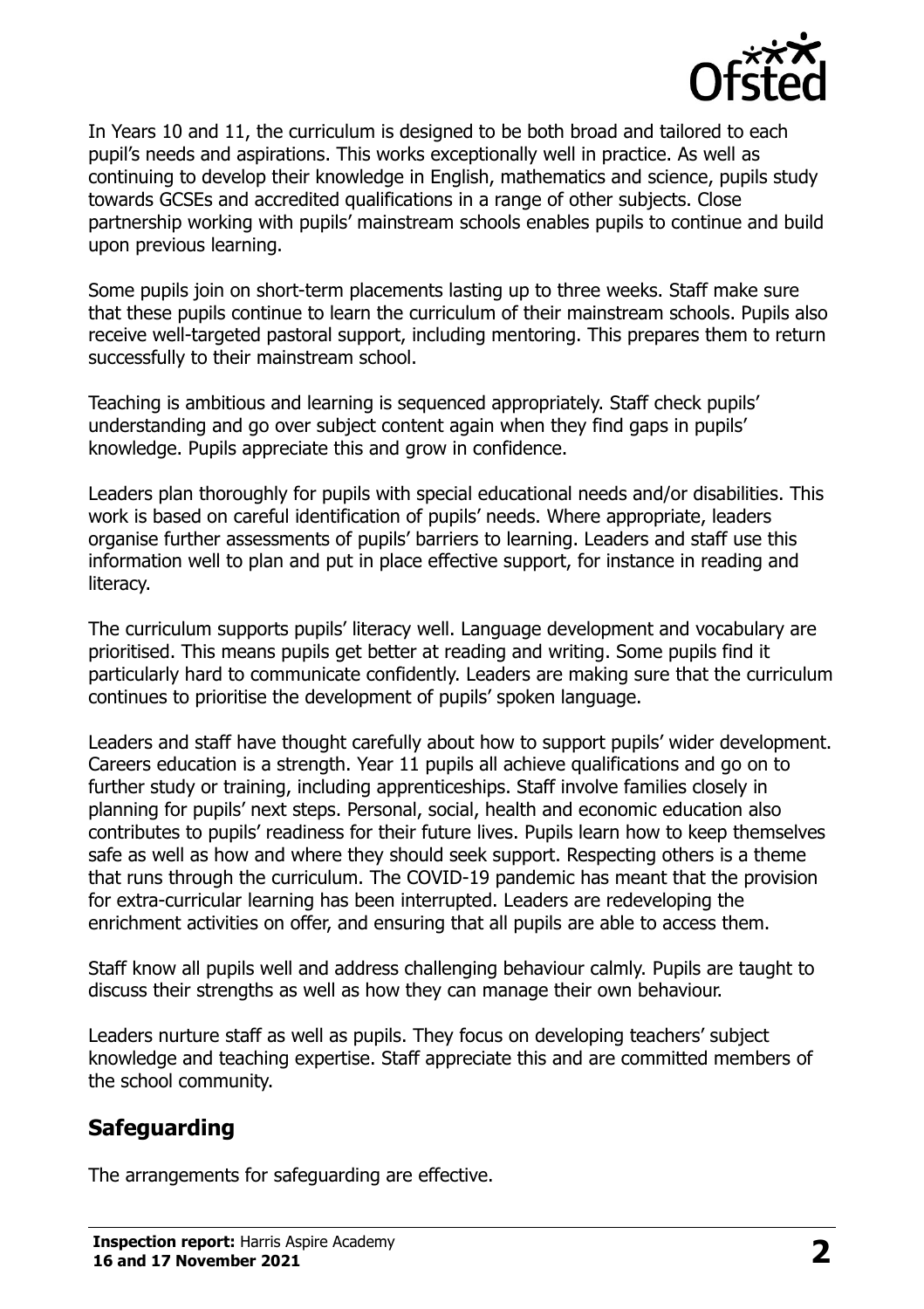In Years 10 and 11, the curriculum is designed to be both broad and tailored to each pupil's needs and aspirations. This works exceptionally well in practice. As well as continuing to develop their knowledge in English, mathematics and science, pupils study towards GCSEs and accredited qualifications in a range of other subjects. Close partnership working with pupils' mainstream schools enables pupils to continue and build upon previous learning.

Some pupils join on short-term placements lasting up to three weeks. Staff make sure that these pupils continue to learn the curriculum of their mainstream schools. Pupils also receive well-targeted pastoral support, including mentoring. This prepares them to return successfully to their mainstream school.

Teaching is ambitious and learning is sequenced appropriately. Staff check pupils' understanding and go over subject content again when they find gaps in pupils' knowledge. Pupils appreciate this and grow in confidence.

Leaders plan thoroughly for pupils with special educational needs and/or disabilities. This work is based on careful identification of pupils' needs. Where appropriate, leaders organise further assessments of pupils' barriers to learning. Leaders and staff use this information well to plan and put in place effective support, for instance in reading and literacy.

The curriculum supports pupils' literacy well. Language development and vocabulary are prioritised. This means pupils get better at reading and writing. Some pupils find it particularly hard to communicate confidently. Leaders are making sure that the curriculum continues to prioritise the development of pupils' spoken language.

Leaders and staff have thought carefully about how to support pupils' wider development. Careers education is a strength. Year 11 pupils all achieve qualifications and go on to further study or training, including apprenticeships. Staff involve families closely in planning for pupils' next steps. Personal, social, health and economic education also contributes to pupils' readiness for their future lives. Pupils learn how to keep themselves safe as well as how and where they should seek support. Respecting others is a theme that runs through the curriculum. The COVID-19 pandemic has meant that the provision for extra-curricular learning has been interrupted. Leaders are redeveloping the enrichment activities on offer, and ensuring that all pupils are able to access them.

Staff know all pupils well and address challenging behaviour calmly. Pupils are taught to discuss their strengths as well as how they can manage their own behaviour.

Leaders nurture staff as well as pupils. They focus on developing teachers' subject knowledge and teaching expertise. Staff appreciate this and are committed members of the school community.

## Safeguarding

The arrangements for safeguarding are effective.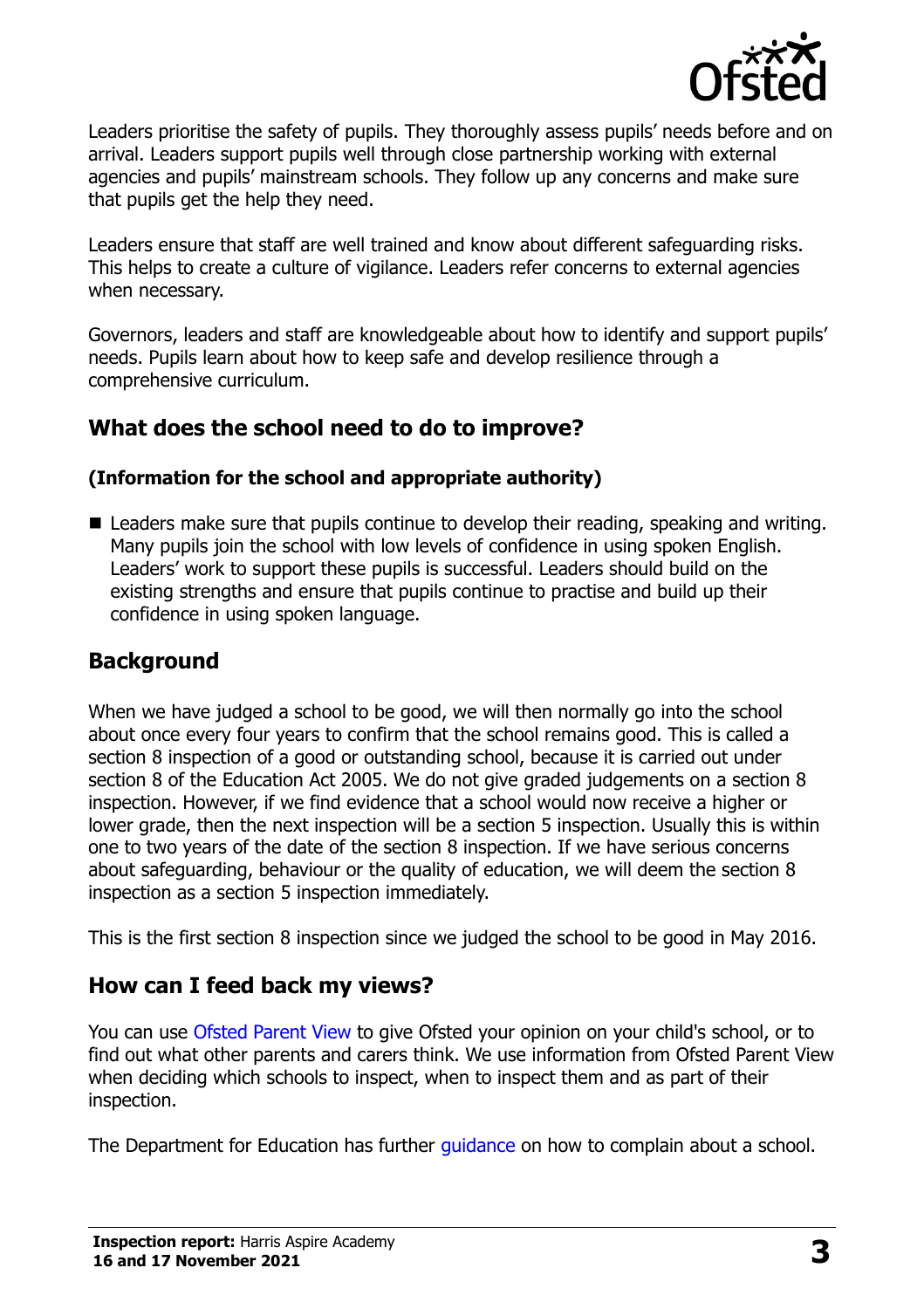Leaders prioritise the safety of pupils. They thoroughly assess pupils' needs before and on arrival. Leaders support pupils well through close partnership working with external agencies and pupils' mainstream schools. They follow up any concerns and make sure that pupils get the help they need.

Leaders ensure that staff are well trained and know about different safeguarding risks. This helps to create a culture of vigilance. Leaders refer concerns to external agencies when necessary.

Governors, leaders and staff are knowledgeable about how to identify and support pupils' needs. Pupils learn about how to keep safe and develop resilience through a comprehensive curriculum.

## What does the school need to do to improve?

### (Information for the school and appropriate authority)

- Leaders make sure that pupils continue to develop their reading, speaking and writing. Many pupils join the school with low levels of confidence in using spoken English. Leaders' work to support these pupils is successful. Leaders should build on the existing strengths and ensure that pupils continue to practise and build up their confidence in using spoken language.

## Background

When we have judged a school to be good, we will then normally go into the school about once every four years to confirm that the school remains good. This is called a section 8 inspection of a good or outstanding school, because it is carried out under section 8 of the Education Act 2005. We do not give graded judgements on a section 8 inspection. However, if we find evidence that a school would now receive a higher or lower grade, then the next inspection will be a section 5 inspection. Usually this is within one to two years of the date of the section 8 inspection. If we have serious concerns about safeguarding, behaviour or the quality of education, we will deem the section 8 inspection as a section 5 inspection immediately.

This is the first section 8 inspection since we judged the school to be good in May 2016.

## How can I feed back my views?

You can use Ofsted Parent View to give Ofsted your opinion on your child's school, or to find out what other parents and carers think. We use information from Ofsted Parent View when deciding which schools to inspect, when to inspect them and as part of their inspection.

The Department for Education has further guidance on how to complain about a school.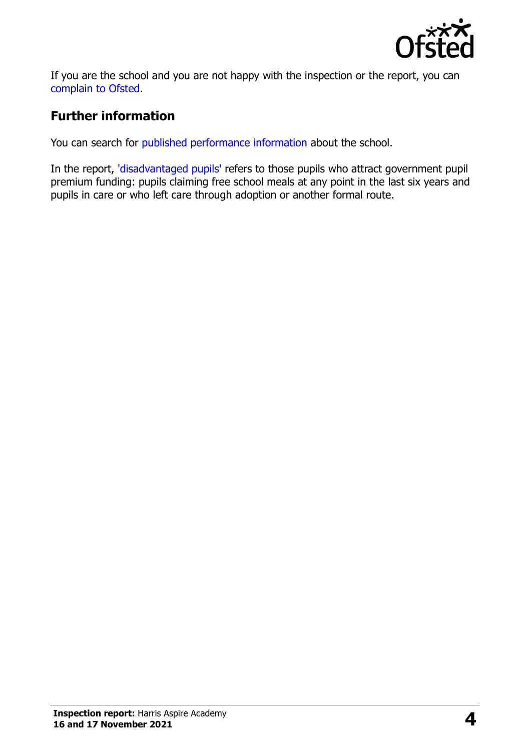If you are the school and you are not happy with the inspection or the report, you can complain to Ofsted.

## Further information

You can search for published performance information about the school.

In the report, 'disadvantaged pupils' refers to those pupils who attract government pupil premium funding: pupils claiming free school meals at any point in the last six years and pupils in care or who left care through adoption or another formal route.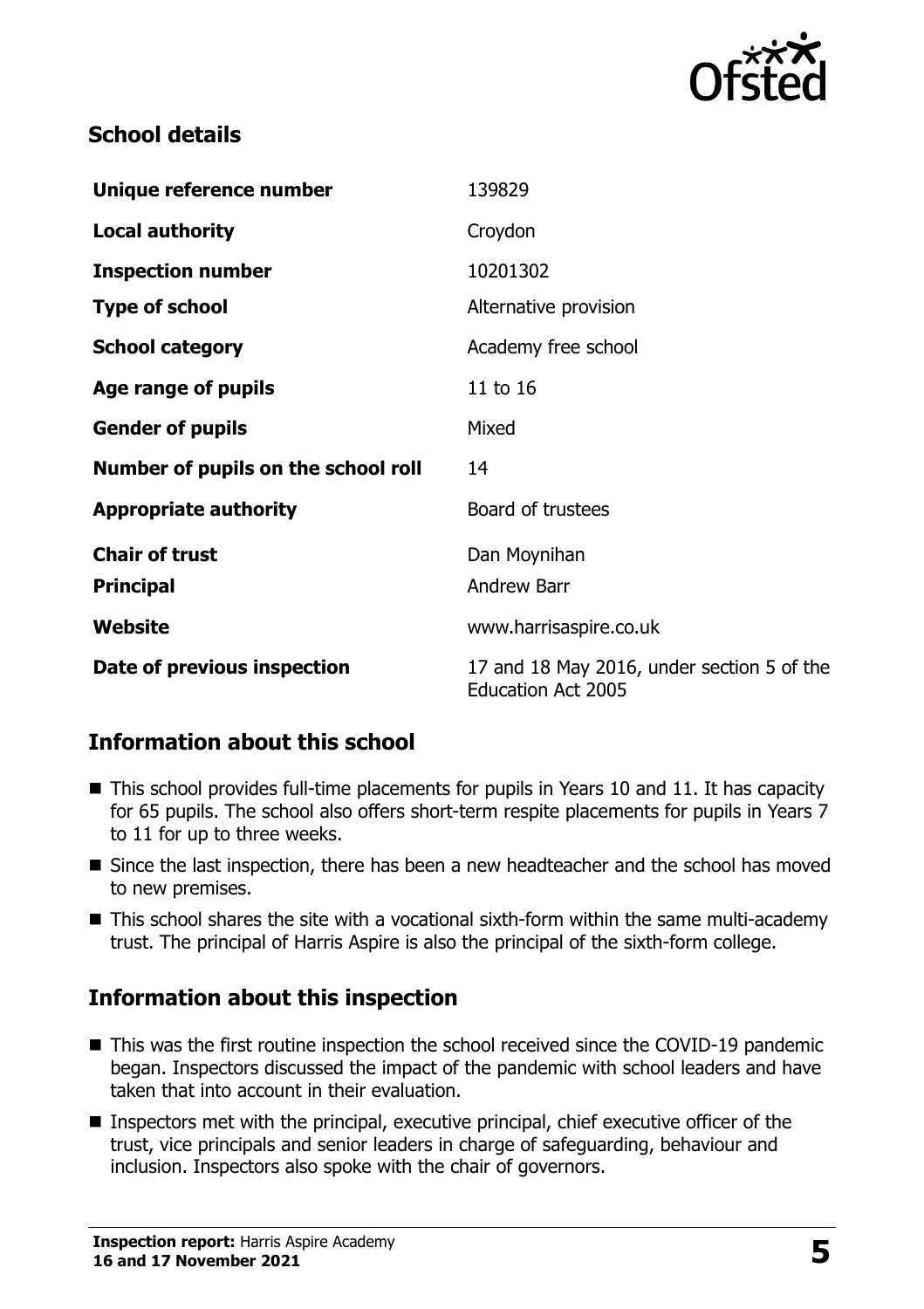## School details

| | |
|---|---|
| **Unique reference number** | 139829 |
| **Local authority** | Croydon |
| **Inspection number** | 10201302 |
| **Type of school** | Alternative provision |
| **School category** | Academy free school |
| **Age range of pupils** | 11 to 16 |
| **Gender of pupils** | Mixed |
| **Number of pupils on the school roll** | 14 |
| **Appropriate authority** | Board of trustees |
| **Chair of trust** | Dan Moynihan |
| **Principal** | Andrew Barr |
| **Website** | www.harrisaspire.co.uk |
| **Date of previous inspection** | 17 and 18 May 2016, under section 5 of the Education Act 2005 |

## Information about this school

- This school provides full-time placements for pupils in Years 10 and 11. It has capacity for 65 pupils. The school also offers short-term respite placements for pupils in Years 7 to 11 for up to three weeks.
- Since the last inspection, there has been a new headteacher and the school has moved to new premises.
- This school shares the site with a vocational sixth-form within the same multi-academy trust. The principal of Harris Aspire is also the principal of the sixth-form college.

## Information about this inspection

- This was the first routine inspection the school received since the COVID-19 pandemic began. Inspectors discussed the impact of the pandemic with school leaders and have taken that into account in their evaluation.
- Inspectors met with the principal, executive principal, chief executive officer of the trust, vice principals and senior leaders in charge of safeguarding, behaviour and inclusion. Inspectors also spoke with the chair of governors.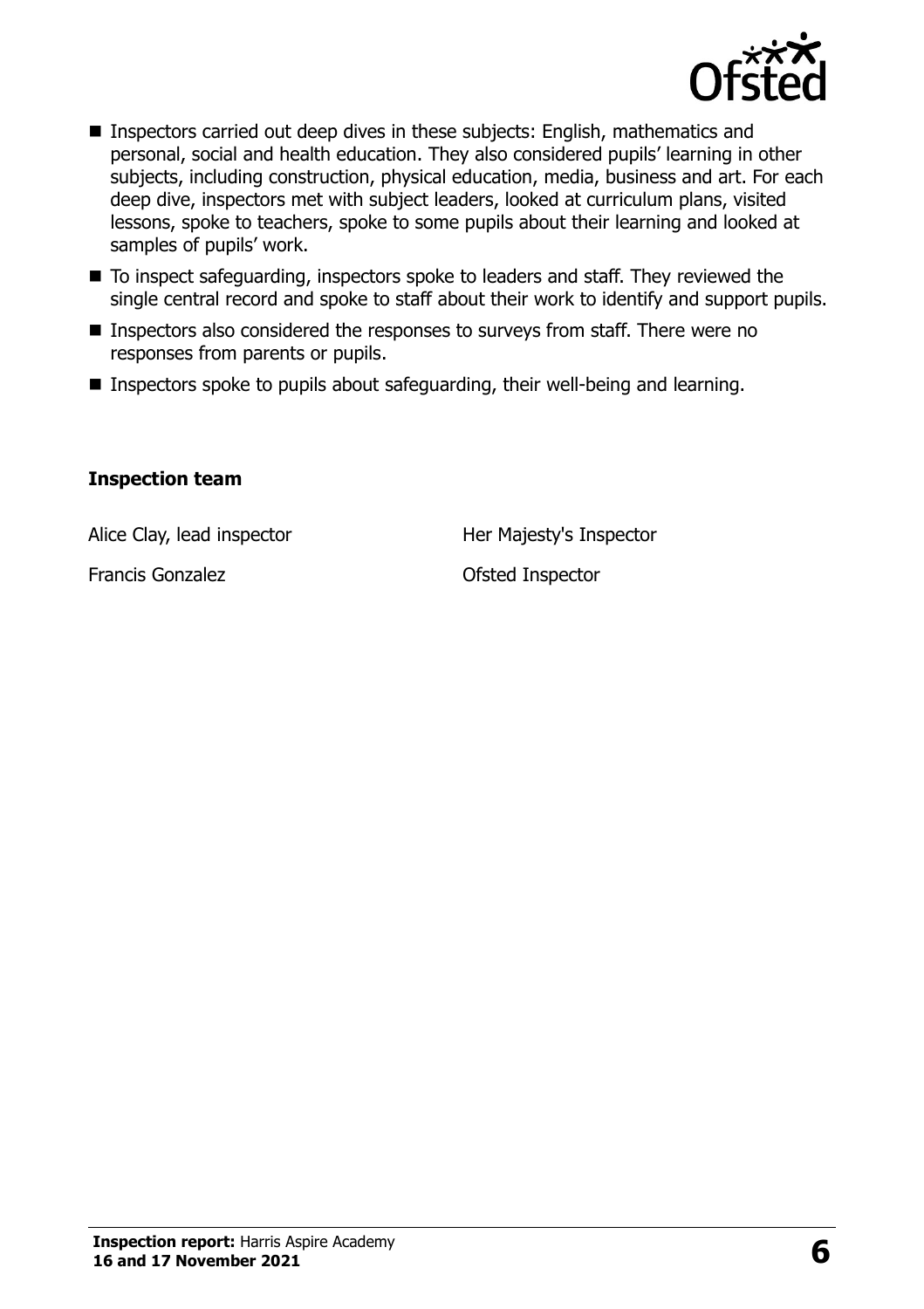- Inspectors carried out deep dives in these subjects: English, mathematics and personal, social and health education. They also considered pupils' learning in other subjects, including construction, physical education, media, business and art. For each deep dive, inspectors met with subject leaders, looked at curriculum plans, visited lessons, spoke to teachers, spoke to some pupils about their learning and looked at samples of pupils' work.
- To inspect safeguarding, inspectors spoke to leaders and staff. They reviewed the single central record and spoke to staff about their work to identify and support pupils.
- Inspectors also considered the responses to surveys from staff. There were no responses from parents or pupils.
- Inspectors spoke to pupils about safeguarding, their well-being and learning.

### Inspection team

| | |
|---|---|
| Alice Clay, lead inspector | Her Majesty's Inspector |
| Francis Gonzalez | Ofsted Inspector |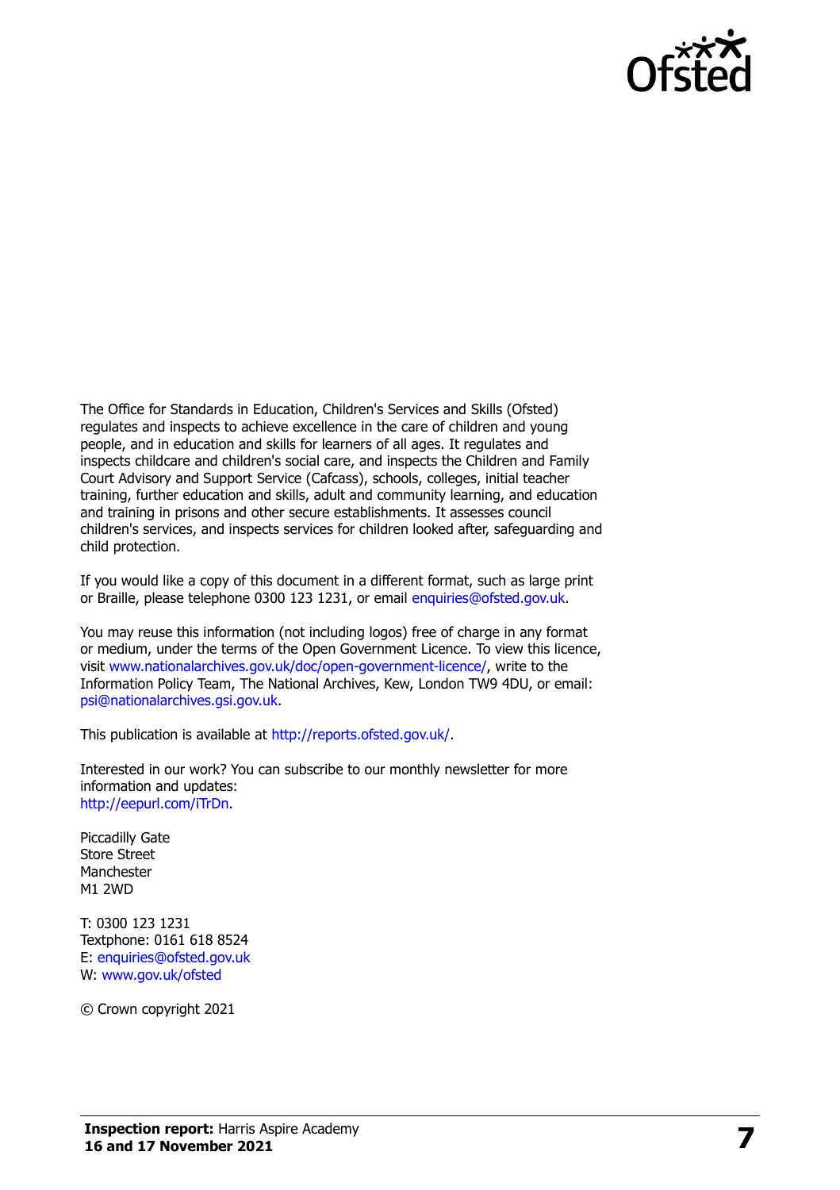The Office for Standards in Education, Children's Services and Skills (Ofsted) regulates and inspects to achieve excellence in the care of children and young people, and in education and skills for learners of all ages. It regulates and inspects childcare and children's social care, and inspects the Children and Family Court Advisory and Support Service (Cafcass), schools, colleges, initial teacher training, further education and skills, adult and community learning, and education and training in prisons and other secure establishments. It assesses council children's services, and inspects services for children looked after, safeguarding and child protection.

If you would like a copy of this document in a different format, such as large print or Braille, please telephone 0300 123 1231, or email enquiries@ofsted.gov.uk.

You may reuse this information (not including logos) free of charge in any format or medium, under the terms of the Open Government Licence. To view this licence, visit www.nationalarchives.gov.uk/doc/open-government-licence/, write to the Information Policy Team, The National Archives, Kew, London TW9 4DU, or email: psi@nationalarchives.gsi.gov.uk.

This publication is available at http://reports.ofsted.gov.uk/.

Interested in our work? You can subscribe to our monthly newsletter for more information and updates:
http://eepurl.com/iTrDn.

Piccadilly Gate
Store Street
Manchester
M1 2WD

T: 0300 123 1231
Textphone: 0161 618 8524
E: enquiries@ofsted.gov.uk
W: www.gov.uk/ofsted

© Crown copyright 2021